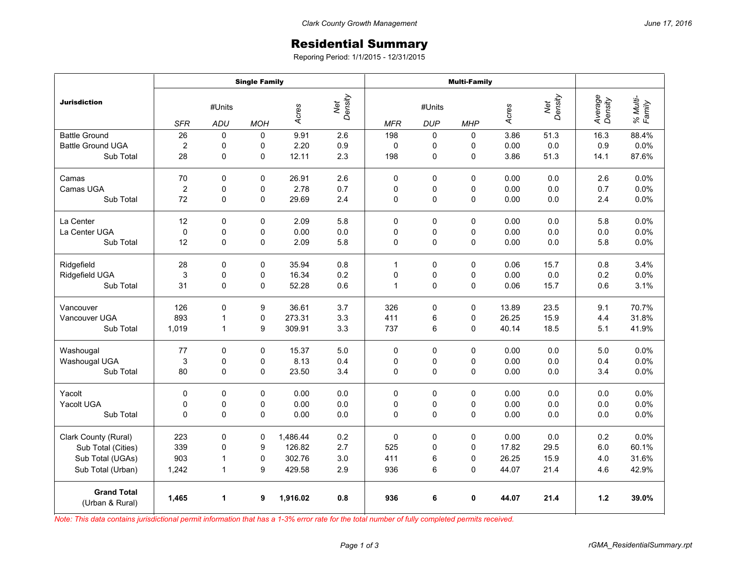Clark County Growth Management

June 17, 2016

# Residential Summary

Reporing Period: 1/1/2015 - 12/31/2015

| Jurisdiction | Single Family | | | | | Multi-Family | | | | | | |
|---|---|---|---|---|---|---|---|---|---|---|---|---|
| | #Units | | | Acres | Net Density | #Units | | | Acres | Net Density | Average Density | % Multi-Family |
| | SFR | ADU | MOH | | | MFR | DUP | MHP | | | | |
| Battle Ground | 26 | 0 | 0 | 9.91 | 2.6 | 198 | 0 | 0 | 3.86 | 51.3 | 16.3 | 88.4% |
| Battle Ground UGA | 2 | 0 | 0 | 2.20 | 0.9 | 0 | 0 | 0 | 0.00 | 0.0 | 0.9 | 0.0% |
| Sub Total | 28 | 0 | 0 | 12.11 | 2.3 | 198 | 0 | 0 | 3.86 | 51.3 | 14.1 | 87.6% |
| Camas | 70 | 0 | 0 | 26.91 | 2.6 | 0 | 0 | 0 | 0.00 | 0.0 | 2.6 | 0.0% |
| Camas UGA | 2 | 0 | 0 | 2.78 | 0.7 | 0 | 0 | 0 | 0.00 | 0.0 | 0.7 | 0.0% |
| Sub Total | 72 | 0 | 0 | 29.69 | 2.4 | 0 | 0 | 0 | 0.00 | 0.0 | 2.4 | 0.0% |
| La Center | 12 | 0 | 0 | 2.09 | 5.8 | 0 | 0 | 0 | 0.00 | 0.0 | 5.8 | 0.0% |
| La Center UGA | 0 | 0 | 0 | 0.00 | 0.0 | 0 | 0 | 0 | 0.00 | 0.0 | 0.0 | 0.0% |
| Sub Total | 12 | 0 | 0 | 2.09 | 5.8 | 0 | 0 | 0 | 0.00 | 0.0 | 5.8 | 0.0% |
| Ridgefield | 28 | 0 | 0 | 35.94 | 0.8 | 1 | 0 | 0 | 0.06 | 15.7 | 0.8 | 3.4% |
| Ridgefield UGA | 3 | 0 | 0 | 16.34 | 0.2 | 0 | 0 | 0 | 0.00 | 0.0 | 0.2 | 0.0% |
| Sub Total | 31 | 0 | 0 | 52.28 | 0.6 | 1 | 0 | 0 | 0.06 | 15.7 | 0.6 | 3.1% |
| Vancouver | 126 | 0 | 9 | 36.61 | 3.7 | 326 | 0 | 0 | 13.89 | 23.5 | 9.1 | 70.7% |
| Vancouver UGA | 893 | 1 | 0 | 273.31 | 3.3 | 411 | 6 | 0 | 26.25 | 15.9 | 4.4 | 31.8% |
| Sub Total | 1,019 | 1 | 9 | 309.91 | 3.3 | 737 | 6 | 0 | 40.14 | 18.5 | 5.1 | 41.9% |
| Washougal | 77 | 0 | 0 | 15.37 | 5.0 | 0 | 0 | 0 | 0.00 | 0.0 | 5.0 | 0.0% |
| Washougal UGA | 3 | 0 | 0 | 8.13 | 0.4 | 0 | 0 | 0 | 0.00 | 0.0 | 0.4 | 0.0% |
| Sub Total | 80 | 0 | 0 | 23.50 | 3.4 | 0 | 0 | 0 | 0.00 | 0.0 | 3.4 | 0.0% |
| Yacolt | 0 | 0 | 0 | 0.00 | 0.0 | 0 | 0 | 0 | 0.00 | 0.0 | 0.0 | 0.0% |
| Yacolt UGA | 0 | 0 | 0 | 0.00 | 0.0 | 0 | 0 | 0 | 0.00 | 0.0 | 0.0 | 0.0% |
| Sub Total | 0 | 0 | 0 | 0.00 | 0.0 | 0 | 0 | 0 | 0.00 | 0.0 | 0.0 | 0.0% |
| Clark County (Rural) | 223 | 0 | 0 | 1,486.44 | 0.2 | 0 | 0 | 0 | 0.00 | 0.0 | 0.2 | 0.0% |
| Sub Total (Cities) | 339 | 0 | 9 | 126.82 | 2.7 | 525 | 0 | 0 | 17.82 | 29.5 | 6.0 | 60.1% |
| Sub Total (UGAs) | 903 | 1 | 0 | 302.76 | 3.0 | 411 | 6 | 0 | 26.25 | 15.9 | 4.0 | 31.6% |
| Sub Total (Urban) | 1,242 | 1 | 9 | 429.58 | 2.9 | 936 | 6 | 0 | 44.07 | 21.4 | 4.6 | 42.9% |
| **Grand Total** (Urban & Rural) | **1,465** | **1** | **9** | **1,916.02** | **0.8** | **936** | **6** | **0** | **44.07** | **21.4** | **1.2** | **39.0%** |

*Note: This data contains jurisdictional permit information that has a 1-3% error rate for the total number of fully completed permits received.*

rGMA_ResidentialSummary.rpt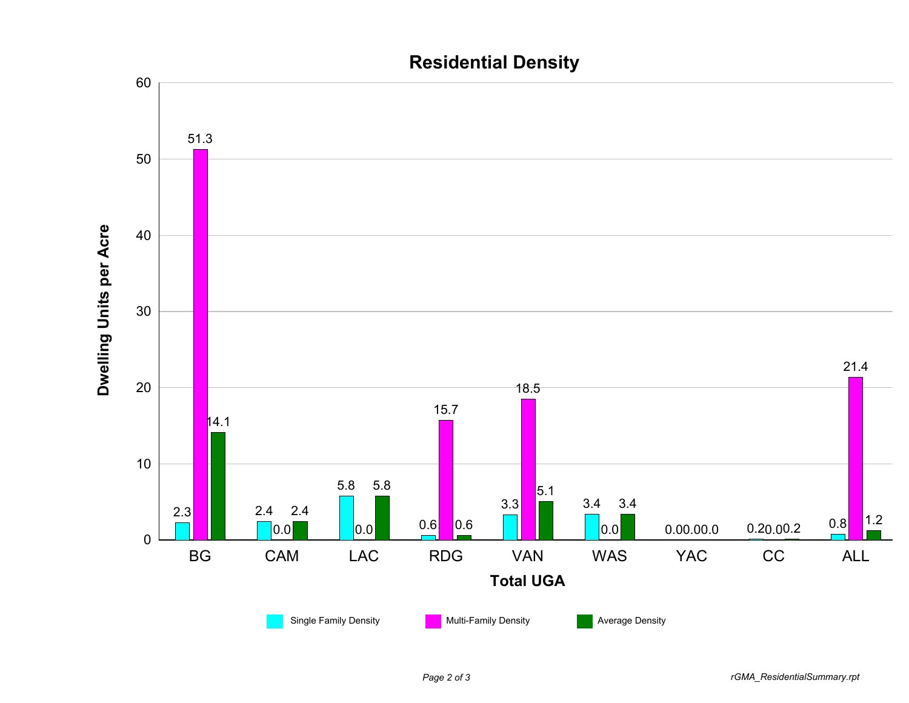# Residential Density

| Total UGA | Single Family Density | Multi-Family Density | Average Density |
|---|---|---|---|
| BG | 2.3 | 51.3 | 14.1 |
| CAM | 2.4 | 0.0 | 2.4 |
| LAC | 5.8 | 0.0 | 5.8 |
| RDG | 0.6 | 15.7 | 0.6 |
| VAN | 3.3 | 18.5 | 5.1 |
| WAS | 3.4 | 0.0 | 3.4 |
| YAC | 0.0 | 0.0 | 0.0 |
| CC | 0.2 | 0.0 | 0.2 |
| ALL | 0.8 | 21.4 | 1.2 |

Dwelling Units per Acre

*rGMA_ResidentialSummary.rpt*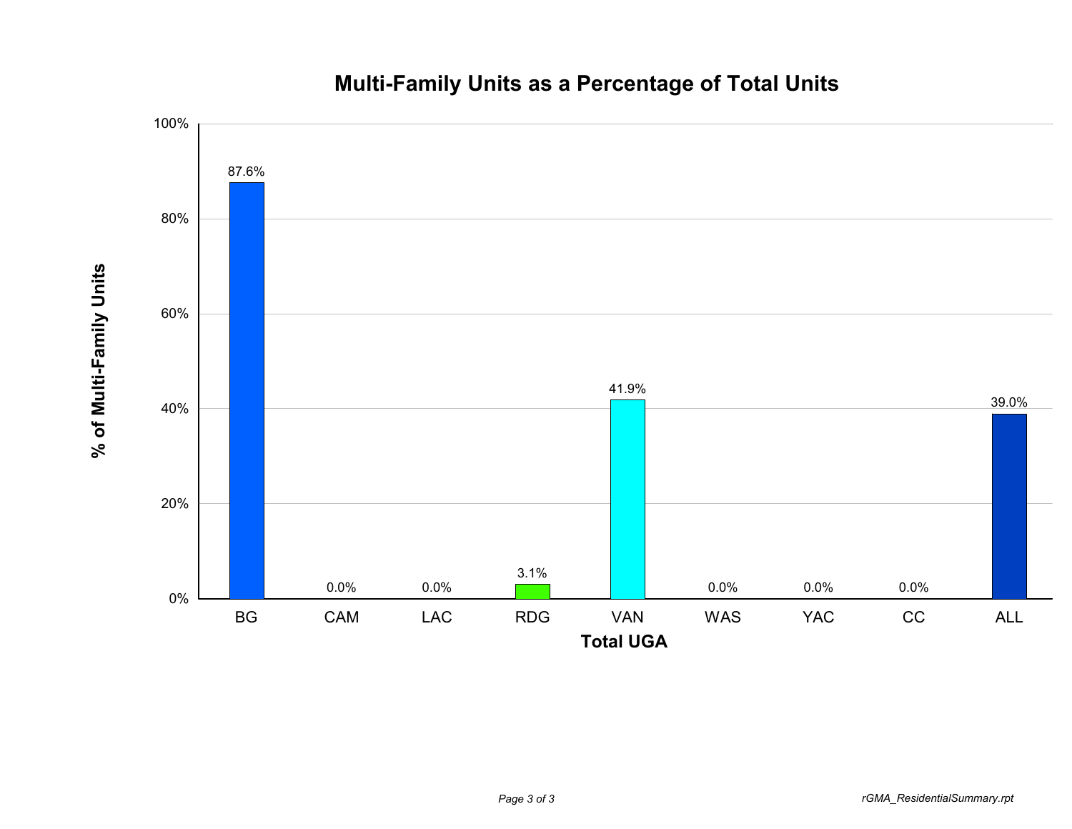# Multi-Family Units as a Percentage of Total Units

| Total UGA | % of Multi-Family Units |
| --- | --- |
| BG | 87.6% |
| CAM | 0.0% |
| LAC | 0.0% |
| RDG | 3.1% |
| VAN | 41.9% |
| WAS | 0.0% |
| YAC | 0.0% |
| CC | 0.0% |
| ALL | 39.0% |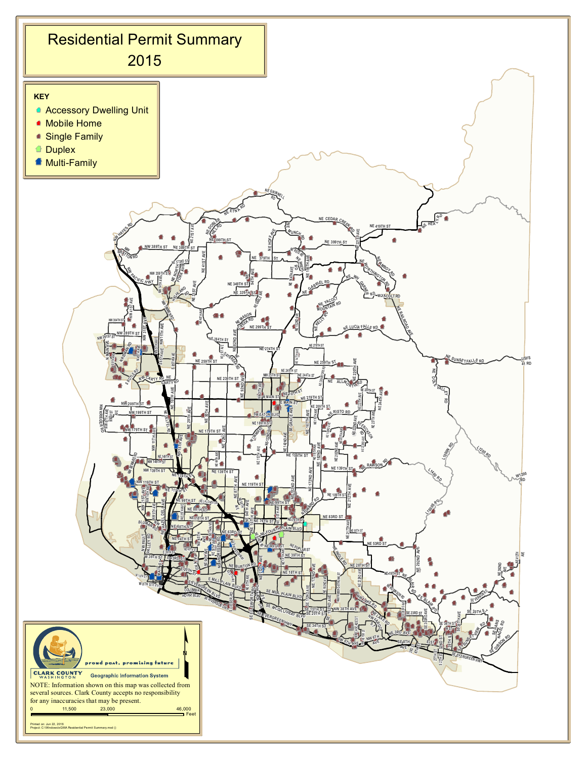# Residential Permit Summary 2015

**KEY**

- Accessory Dwelling Unit
- Mobile Home
- Single Family
- Duplex
- Multi-Family

CLARK COUNTY WASHINGTON

*proud past, promising future*

Geographic Information System

NOTE: Information shown on this map was collected from several sources. Clark County accepts no responsibility for any inaccuracies that may be present.

0 11,500 23,000 46,000 Feet

Printed on: Jun 22, 2016
Project: C:\Windows\xGMA Residential Permit Summary.mxd ()